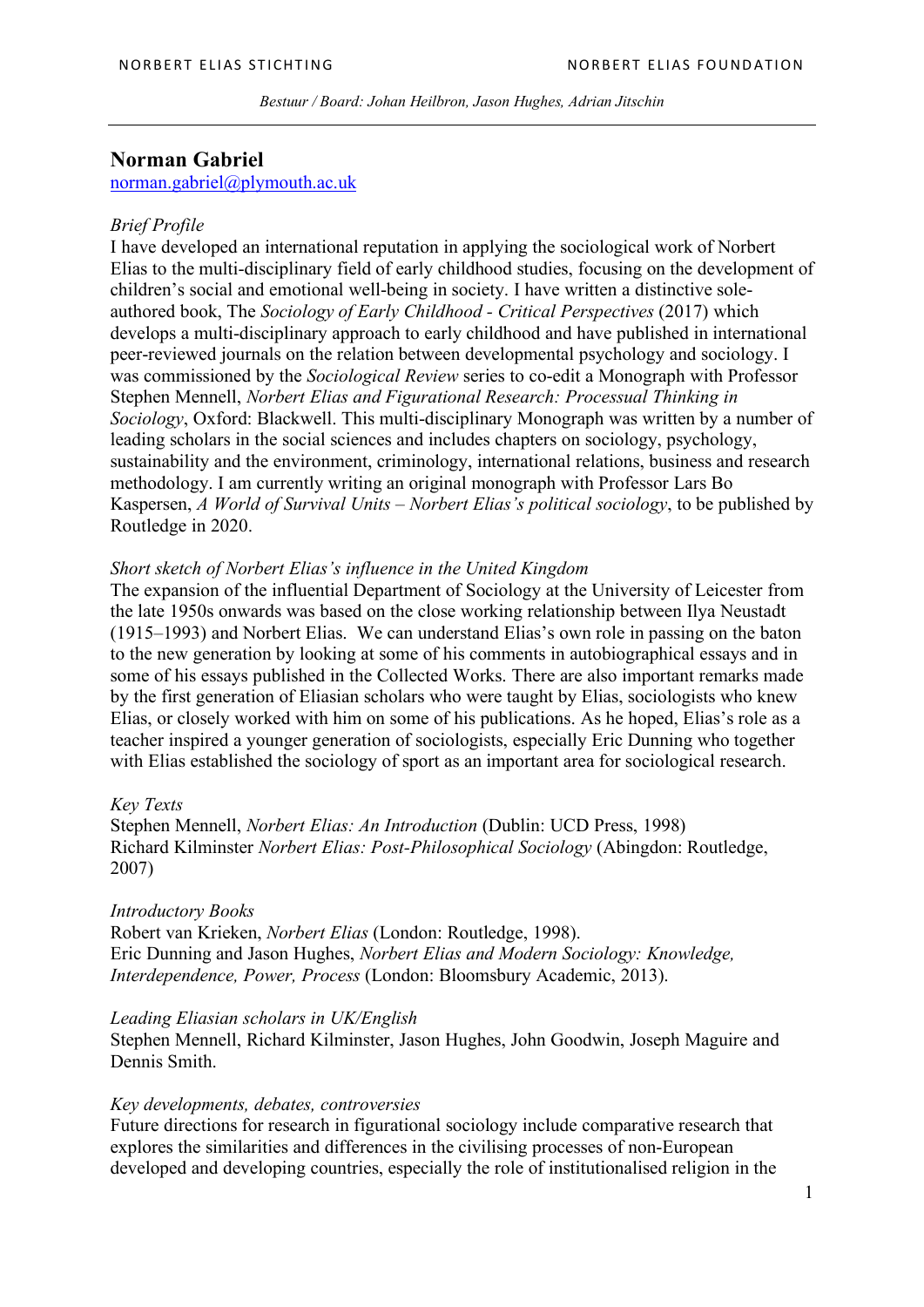NORBERT ELIAS STICHTING NORBERT ELIAS FOUNDATION

*Bestuur / Board: Johan Heilbron, Jason Hughes, Adrian Jitschin*

## Norman Gabriel

norman.gabriel@plymouth.ac.uk

*Brief Profile*

I have developed an international reputation in applying the sociological work of Norbert Elias to the multi-disciplinary field of early childhood studies, focusing on the development of children's social and emotional well-being in society. I have written a distinctive sole-authored book, The *Sociology of Early Childhood - Critical Perspectives* (2017) which develops a multi-disciplinary approach to early childhood and have published in international peer-reviewed journals on the relation between developmental psychology and sociology. I was commissioned by the *Sociological Review* series to co-edit a Monograph with Professor Stephen Mennell, *Norbert Elias and Figurational Research: Processual Thinking in Sociology*, Oxford: Blackwell. This multi-disciplinary Monograph was written by a number of leading scholars in the social sciences and includes chapters on sociology, psychology, sustainability and the environment, criminology, international relations, business and research methodology. I am currently writing an original monograph with Professor Lars Bo Kaspersen, *A World of Survival Units – Norbert Elias's political sociology*, to be published by Routledge in 2020.

*Short sketch of Norbert Elias's influence in the United Kingdom*

The expansion of the influential Department of Sociology at the University of Leicester from the late 1950s onwards was based on the close working relationship between Ilya Neustadt (1915–1993) and Norbert Elias. We can understand Elias's own role in passing on the baton to the new generation by looking at some of his comments in autobiographical essays and in some of his essays published in the Collected Works. There are also important remarks made by the first generation of Eliasian scholars who were taught by Elias, sociologists who knew Elias, or closely worked with him on some of his publications. As he hoped, Elias's role as a teacher inspired a younger generation of sociologists, especially Eric Dunning who together with Elias established the sociology of sport as an important area for sociological research.

*Key Texts*

Stephen Mennell, *Norbert Elias: An Introduction* (Dublin: UCD Press, 1998)
Richard Kilminster *Norbert Elias: Post-Philosophical Sociology* (Abingdon: Routledge, 2007)

*Introductory Books*

Robert van Krieken, *Norbert Elias* (London: Routledge, 1998).
Eric Dunning and Jason Hughes, *Norbert Elias and Modern Sociology: Knowledge, Interdependence, Power, Process* (London: Bloomsbury Academic, 2013).

*Leading Eliasian scholars in UK/English*

Stephen Mennell, Richard Kilminster, Jason Hughes, John Goodwin, Joseph Maguire and Dennis Smith.

*Key developments, debates, controversies*

Future directions for research in figurational sociology include comparative research that explores the similarities and differences in the civilising processes of non-European developed and developing countries, especially the role of institutionalised religion in the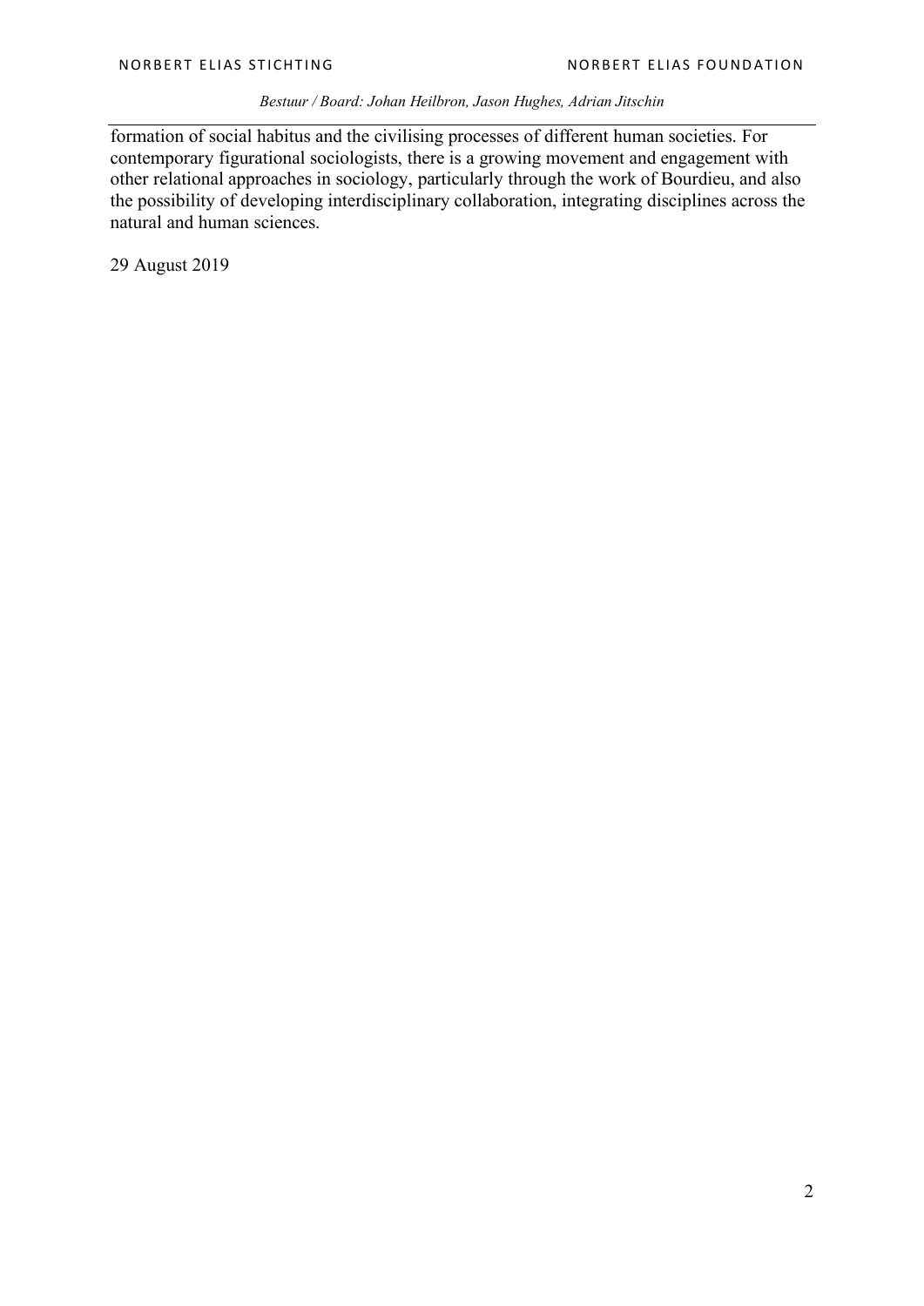formation of social habitus and the civilising processes of different human societies. For contemporary figurational sociologists, there is a growing movement and engagement with other relational approaches in sociology, particularly through the work of Bourdieu, and also the possibility of developing interdisciplinary collaboration, integrating disciplines across the natural and human sciences.

29 August 2019